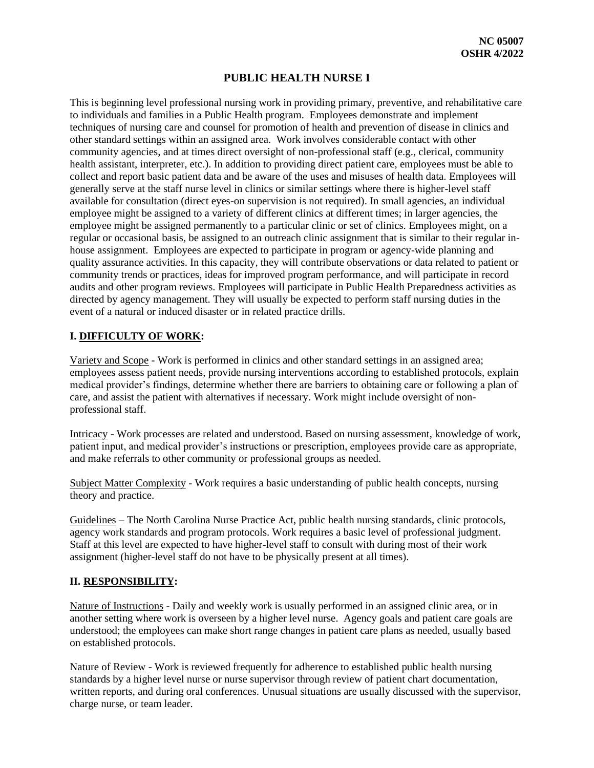**NC 05007**
**OSHR 4/2022**

# PUBLIC HEALTH NURSE I

This is beginning level professional nursing work in providing primary, preventive, and rehabilitative care to individuals and families in a Public Health program. Employees demonstrate and implement techniques of nursing care and counsel for promotion of health and prevention of disease in clinics and other standard settings within an assigned area. Work involves considerable contact with other community agencies, and at times direct oversight of non-professional staff (e.g., clerical, community health assistant, interpreter, etc.). In addition to providing direct patient care, employees must be able to collect and report basic patient data and be aware of the uses and misuses of health data. Employees will generally serve at the staff nurse level in clinics or similar settings where there is higher-level staff available for consultation (direct eyes-on supervision is not required). In small agencies, an individual employee might be assigned to a variety of different clinics at different times; in larger agencies, the employee might be assigned permanently to a particular clinic or set of clinics. Employees might, on a regular or occasional basis, be assigned to an outreach clinic assignment that is similar to their regular in-house assignment. Employees are expected to participate in program or agency-wide planning and quality assurance activities. In this capacity, they will contribute observations or data related to patient or community trends or practices, ideas for improved program performance, and will participate in record audits and other program reviews. Employees will participate in Public Health Preparedness activities as directed by agency management. They will usually be expected to perform staff nursing duties in the event of a natural or induced disaster or in related practice drills.

## I. DIFFICULTY OF WORK:

Variety and Scope - Work is performed in clinics and other standard settings in an assigned area; employees assess patient needs, provide nursing interventions according to established protocols, explain medical provider's findings, determine whether there are barriers to obtaining care or following a plan of care, and assist the patient with alternatives if necessary. Work might include oversight of non-professional staff.

Intricacy - Work processes are related and understood. Based on nursing assessment, knowledge of work, patient input, and medical provider's instructions or prescription, employees provide care as appropriate, and make referrals to other community or professional groups as needed.

Subject Matter Complexity - Work requires a basic understanding of public health concepts, nursing theory and practice.

Guidelines – The North Carolina Nurse Practice Act, public health nursing standards, clinic protocols, agency work standards and program protocols. Work requires a basic level of professional judgment. Staff at this level are expected to have higher-level staff to consult with during most of their work assignment (higher-level staff do not have to be physically present at all times).

## II. RESPONSIBILITY:

Nature of Instructions - Daily and weekly work is usually performed in an assigned clinic area, or in another setting where work is overseen by a higher level nurse. Agency goals and patient care goals are understood; the employees can make short range changes in patient care plans as needed, usually based on established protocols.

Nature of Review - Work is reviewed frequently for adherence to established public health nursing standards by a higher level nurse or nurse supervisor through review of patient chart documentation, written reports, and during oral conferences. Unusual situations are usually discussed with the supervisor, charge nurse, or team leader.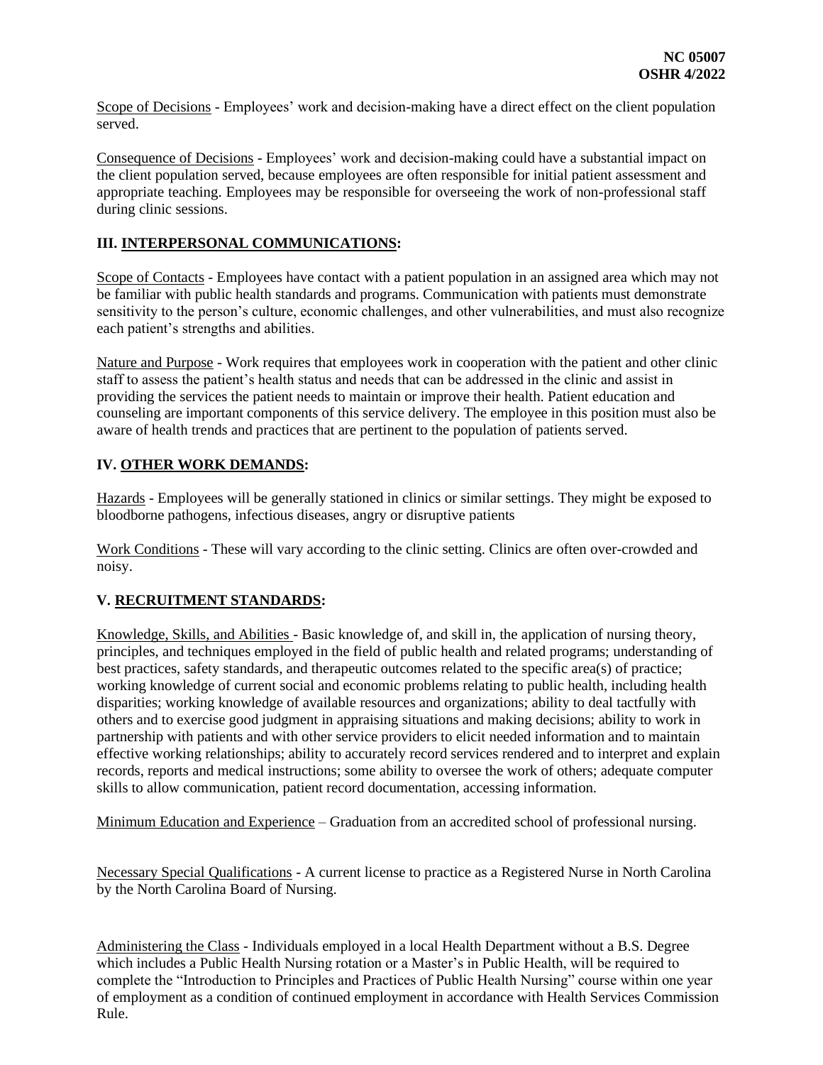Scope of Decisions - Employees' work and decision-making have a direct effect on the client population served.

Consequence of Decisions - Employees' work and decision-making could have a substantial impact on the client population served, because employees are often responsible for initial patient assessment and appropriate teaching. Employees may be responsible for overseeing the work of non-professional staff during clinic sessions.

## III. INTERPERSONAL COMMUNICATIONS:

Scope of Contacts - Employees have contact with a patient population in an assigned area which may not be familiar with public health standards and programs. Communication with patients must demonstrate sensitivity to the person's culture, economic challenges, and other vulnerabilities, and must also recognize each patient's strengths and abilities.

Nature and Purpose - Work requires that employees work in cooperation with the patient and other clinic staff to assess the patient's health status and needs that can be addressed in the clinic and assist in providing the services the patient needs to maintain or improve their health. Patient education and counseling are important components of this service delivery. The employee in this position must also be aware of health trends and practices that are pertinent to the population of patients served.

## IV. OTHER WORK DEMANDS:

Hazards - Employees will be generally stationed in clinics or similar settings. They might be exposed to bloodborne pathogens, infectious diseases, angry or disruptive patients

Work Conditions - These will vary according to the clinic setting. Clinics are often over-crowded and noisy.

## V. RECRUITMENT STANDARDS:

Knowledge, Skills, and Abilities - Basic knowledge of, and skill in, the application of nursing theory, principles, and techniques employed in the field of public health and related programs; understanding of best practices, safety standards, and therapeutic outcomes related to the specific area(s) of practice; working knowledge of current social and economic problems relating to public health, including health disparities; working knowledge of available resources and organizations; ability to deal tactfully with others and to exercise good judgment in appraising situations and making decisions; ability to work in partnership with patients and with other service providers to elicit needed information and to maintain effective working relationships; ability to accurately record services rendered and to interpret and explain records, reports and medical instructions; some ability to oversee the work of others; adequate computer skills to allow communication, patient record documentation, accessing information.

Minimum Education and Experience – Graduation from an accredited school of professional nursing.

Necessary Special Qualifications - A current license to practice as a Registered Nurse in North Carolina by the North Carolina Board of Nursing.

Administering the Class - Individuals employed in a local Health Department without a B.S. Degree which includes a Public Health Nursing rotation or a Master's in Public Health, will be required to complete the "Introduction to Principles and Practices of Public Health Nursing" course within one year of employment as a condition of continued employment in accordance with Health Services Commission Rule.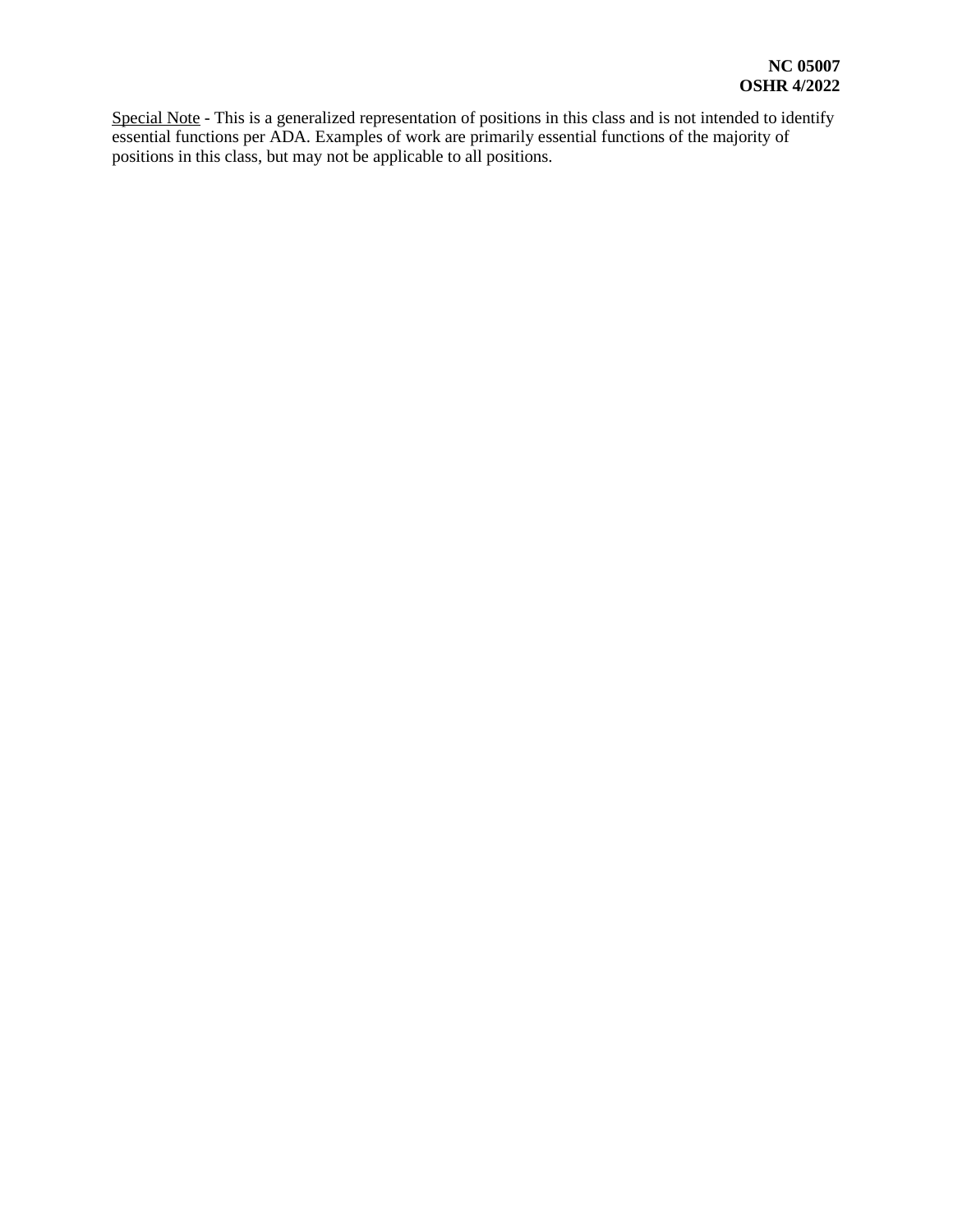**NC 05007**
**OSHR 4/2022**

Special Note - This is a generalized representation of positions in this class and is not intended to identify essential functions per ADA. Examples of work are primarily essential functions of the majority of positions in this class, but may not be applicable to all positions.